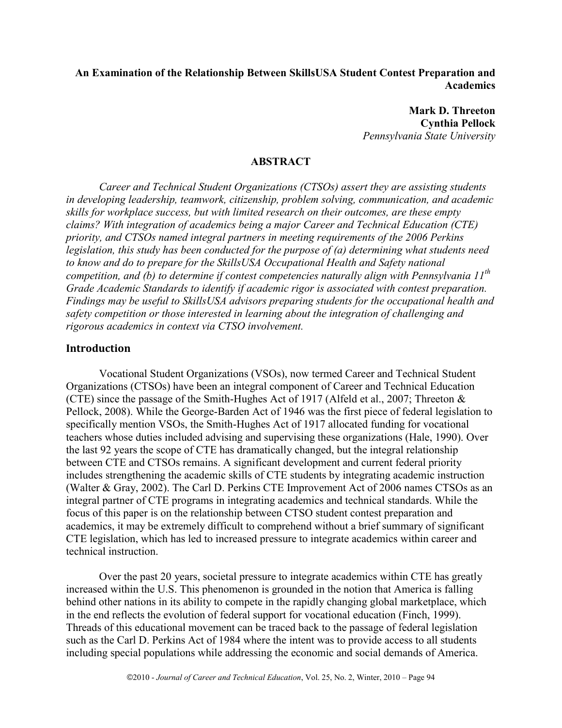**An Examination of the Relationship Between SkillsUSA Student Contest Preparation and Academics**

**Mark D. Threeton**
**Cynthia Pellock**
*Pennsylvania State University*

## ABSTRACT

*Career and Technical Student Organizations (CTSOs) assert they are assisting students in developing leadership, teamwork, citizenship, problem solving, communication, and academic skills for workplace success, but with limited research on their outcomes, are these empty claims? With integration of academics being a major Career and Technical Education (CTE) priority, and CTSOs named integral partners in meeting requirements of the 2006 Perkins legislation, this study has been conducted for the purpose of (a) determining what students need to know and do to prepare for the SkillsUSA Occupational Health and Safety national competition, and (b) to determine if contest competencies naturally align with Pennsylvania 11th Grade Academic Standards to identify if academic rigor is associated with contest preparation. Findings may be useful to SkillsUSA advisors preparing students for the occupational health and safety competition or those interested in learning about the integration of challenging and rigorous academics in context via CTSO involvement.*

## Introduction

Vocational Student Organizations (VSOs), now termed Career and Technical Student Organizations (CTSOs) have been an integral component of Career and Technical Education (CTE) since the passage of the Smith-Hughes Act of 1917 (Alfeld et al., 2007; Threeton & Pellock, 2008). While the George-Barden Act of 1946 was the first piece of federal legislation to specifically mention VSOs, the Smith-Hughes Act of 1917 allocated funding for vocational teachers whose duties included advising and supervising these organizations (Hale, 1990). Over the last 92 years the scope of CTE has dramatically changed, but the integral relationship between CTE and CTSOs remains. A significant development and current federal priority includes strengthening the academic skills of CTE students by integrating academic instruction (Walter & Gray, 2002). The Carl D. Perkins CTE Improvement Act of 2006 names CTSOs as an integral partner of CTE programs in integrating academics and technical standards. While the focus of this paper is on the relationship between CTSO student contest preparation and academics, it may be extremely difficult to comprehend without a brief summary of significant CTE legislation, which has led to increased pressure to integrate academics within career and technical instruction.

Over the past 20 years, societal pressure to integrate academics within CTE has greatly increased within the U.S. This phenomenon is grounded in the notion that America is falling behind other nations in its ability to compete in the rapidly changing global marketplace, which in the end reflects the evolution of federal support for vocational education (Finch, 1999). Threads of this educational movement can be traced back to the passage of federal legislation such as the Carl D. Perkins Act of 1984 where the intent was to provide access to all students including special populations while addressing the economic and social demands of America.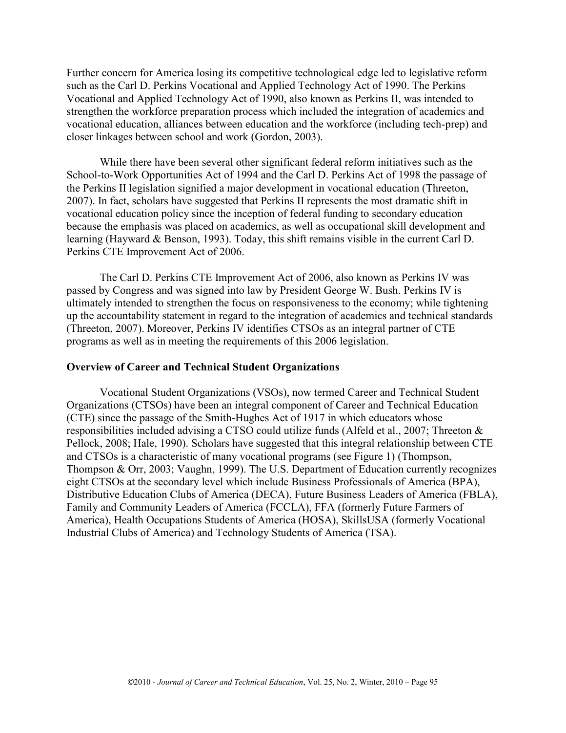Further concern for America losing its competitive technological edge led to legislative reform such as the Carl D. Perkins Vocational and Applied Technology Act of 1990. The Perkins Vocational and Applied Technology Act of 1990, also known as Perkins II, was intended to strengthen the workforce preparation process which included the integration of academics and vocational education, alliances between education and the workforce (including tech-prep) and closer linkages between school and work (Gordon, 2003).

While there have been several other significant federal reform initiatives such as the School-to-Work Opportunities Act of 1994 and the Carl D. Perkins Act of 1998 the passage of the Perkins II legislation signified a major development in vocational education (Threeton, 2007). In fact, scholars have suggested that Perkins II represents the most dramatic shift in vocational education policy since the inception of federal funding to secondary education because the emphasis was placed on academics, as well as occupational skill development and learning (Hayward & Benson, 1993). Today, this shift remains visible in the current Carl D. Perkins CTE Improvement Act of 2006.

The Carl D. Perkins CTE Improvement Act of 2006, also known as Perkins IV was passed by Congress and was signed into law by President George W. Bush. Perkins IV is ultimately intended to strengthen the focus on responsiveness to the economy; while tightening up the accountability statement in regard to the integration of academics and technical standards (Threeton, 2007). Moreover, Perkins IV identifies CTSOs as an integral partner of CTE programs as well as in meeting the requirements of this 2006 legislation.

**Overview of Career and Technical Student Organizations**

Vocational Student Organizations (VSOs), now termed Career and Technical Student Organizations (CTSOs) have been an integral component of Career and Technical Education (CTE) since the passage of the Smith-Hughes Act of 1917 in which educators whose responsibilities included advising a CTSO could utilize funds (Alfeld et al., 2007; Threeton & Pellock, 2008; Hale, 1990). Scholars have suggested that this integral relationship between CTE and CTSOs is a characteristic of many vocational programs (see Figure 1) (Thompson, Thompson & Orr, 2003; Vaughn, 1999). The U.S. Department of Education currently recognizes eight CTSOs at the secondary level which include Business Professionals of America (BPA), Distributive Education Clubs of America (DECA), Future Business Leaders of America (FBLA), Family and Community Leaders of America (FCCLA), FFA (formerly Future Farmers of America), Health Occupations Students of America (HOSA), SkillsUSA (formerly Vocational Industrial Clubs of America) and Technology Students of America (TSA).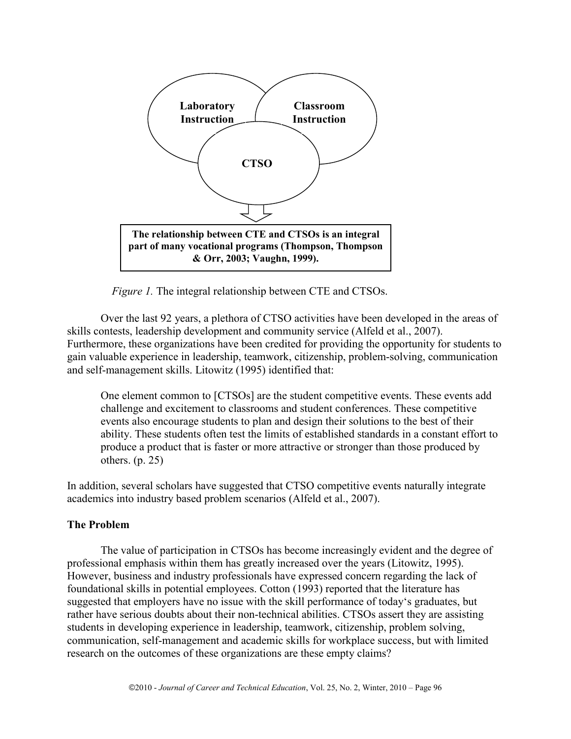Laboratory Instruction

Classroom Instruction

CTSO

**The relationship between CTE and CTSOs is an integral part of many vocational programs (Thompson, Thompson & Orr, 2003; Vaughn, 1999).**

*Figure 1.* The integral relationship between CTE and CTSOs.

Over the last 92 years, a plethora of CTSO activities have been developed in the areas of skills contests, leadership development and community service (Alfeld et al., 2007). Furthermore, these organizations have been credited for providing the opportunity for students to gain valuable experience in leadership, teamwork, citizenship, problem-solving, communication and self-management skills. Litowitz (1995) identified that:

> One element common to [CTSOs] are the student competitive events. These events add challenge and excitement to classrooms and student conferences. These competitive events also encourage students to plan and design their solutions to the best of their ability. These students often test the limits of established standards in a constant effort to produce a product that is faster or more attractive or stronger than those produced by others. (p. 25)

In addition, several scholars have suggested that CTSO competitive events naturally integrate academics into industry based problem scenarios (Alfeld et al., 2007).

## The Problem

The value of participation in CTSOs has become increasingly evident and the degree of professional emphasis within them has greatly increased over the years (Litowitz, 1995). However, business and industry professionals have expressed concern regarding the lack of foundational skills in potential employees. Cotton (1993) reported that the literature has suggested that employers have no issue with the skill performance of today's graduates, but rather have serious doubts about their non-technical abilities. CTSOs assert they are assisting students in developing experience in leadership, teamwork, citizenship, problem solving, communication, self-management and academic skills for workplace success, but with limited research on the outcomes of these organizations are these empty claims?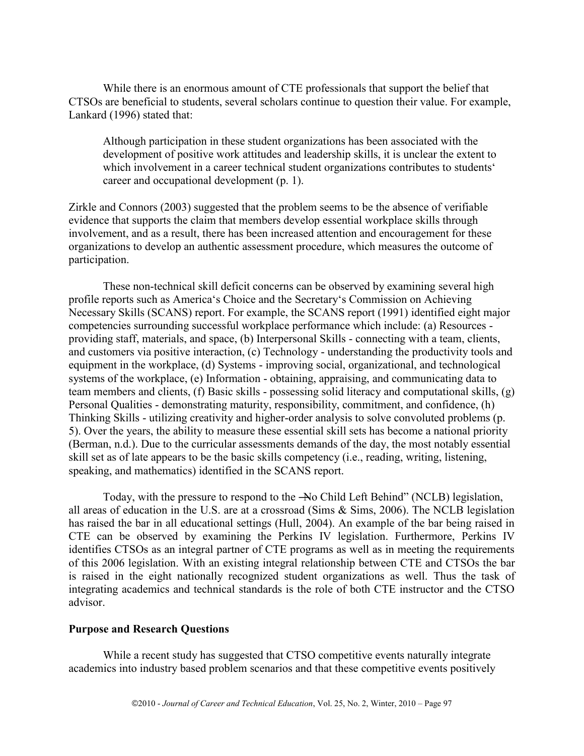While there is an enormous amount of CTE professionals that support the belief that CTSOs are beneficial to students, several scholars continue to question their value. For example, Lankard (1996) stated that:

> Although participation in these student organizations has been associated with the development of positive work attitudes and leadership skills, it is unclear the extent to which involvement in a career technical student organizations contributes to students' career and occupational development (p. 1).

Zirkle and Connors (2003) suggested that the problem seems to be the absence of verifiable evidence that supports the claim that members develop essential workplace skills through involvement, and as a result, there has been increased attention and encouragement for these organizations to develop an authentic assessment procedure, which measures the outcome of participation.

These non-technical skill deficit concerns can be observed by examining several high profile reports such as America's Choice and the Secretary's Commission on Achieving Necessary Skills (SCANS) report. For example, the SCANS report (1991) identified eight major competencies surrounding successful workplace performance which include: (a) Resources - providing staff, materials, and space, (b) Interpersonal Skills - connecting with a team, clients, and customers via positive interaction, (c) Technology - understanding the productivity tools and equipment in the workplace, (d) Systems - improving social, organizational, and technological systems of the workplace, (e) Information - obtaining, appraising, and communicating data to team members and clients, (f) Basic skills - possessing solid literacy and computational skills, (g) Personal Qualities - demonstrating maturity, responsibility, commitment, and confidence, (h) Thinking Skills - utilizing creativity and higher-order analysis to solve convoluted problems (p. 5). Over the years, the ability to measure these essential skill sets has become a national priority (Berman, n.d.). Due to the curricular assessments demands of the day, the most notably essential skill set as of late appears to be the basic skills competency (i.e., reading, writing, listening, speaking, and mathematics) identified in the SCANS report.

Today, with the pressure to respond to the "No Child Left Behind" (NCLB) legislation, all areas of education in the U.S. are at a crossroad (Sims & Sims, 2006). The NCLB legislation has raised the bar in all educational settings (Hull, 2004). An example of the bar being raised in CTE can be observed by examining the Perkins IV legislation. Furthermore, Perkins IV identifies CTSOs as an integral partner of CTE programs as well as in meeting the requirements of this 2006 legislation. With an existing integral relationship between CTE and CTSOs the bar is raised in the eight nationally recognized student organizations as well. Thus the task of integrating academics and technical standards is the role of both CTE instructor and the CTSO advisor.

## Purpose and Research Questions

While a recent study has suggested that CTSO competitive events naturally integrate academics into industry based problem scenarios and that these competitive events positively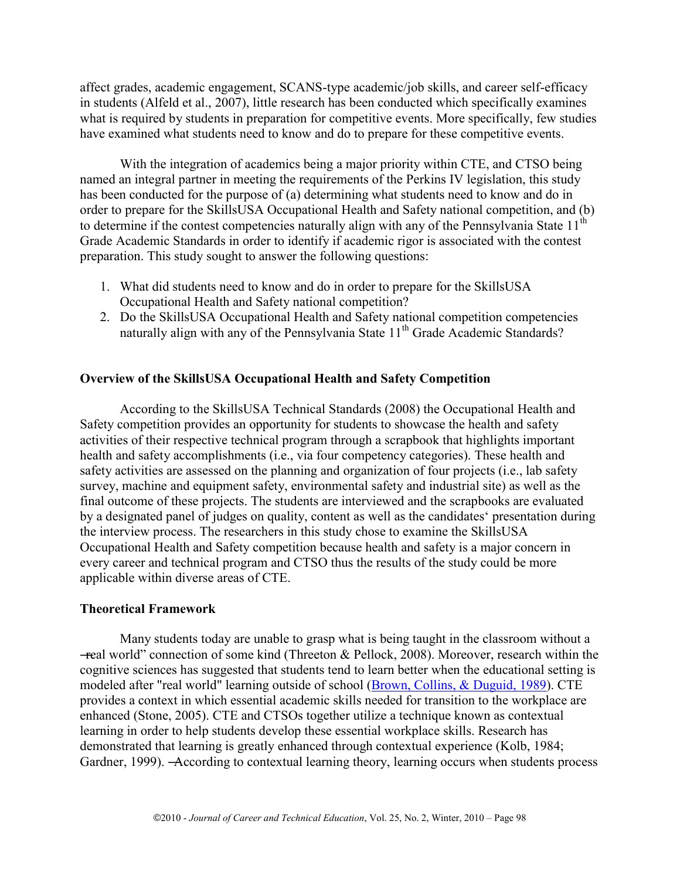affect grades, academic engagement, SCANS-type academic/job skills, and career self-efficacy in students (Alfeld et al., 2007), little research has been conducted which specifically examines what is required by students in preparation for competitive events. More specifically, few studies have examined what students need to know and do to prepare for these competitive events.

With the integration of academics being a major priority within CTE, and CTSO being named an integral partner in meeting the requirements of the Perkins IV legislation, this study has been conducted for the purpose of (a) determining what students need to know and do in order to prepare for the SkillsUSA Occupational Health and Safety national competition, and (b) to determine if the contest competencies naturally align with any of the Pennsylvania State 11th Grade Academic Standards in order to identify if academic rigor is associated with the contest preparation. This study sought to answer the following questions:

1. What did students need to know and do in order to prepare for the SkillsUSA Occupational Health and Safety national competition?
2. Do the SkillsUSA Occupational Health and Safety national competition competencies naturally align with any of the Pennsylvania State 11th Grade Academic Standards?

## Overview of the SkillsUSA Occupational Health and Safety Competition

According to the SkillsUSA Technical Standards (2008) the Occupational Health and Safety competition provides an opportunity for students to showcase the health and safety activities of their respective technical program through a scrapbook that highlights important health and safety accomplishments (i.e., via four competency categories). These health and safety activities are assessed on the planning and organization of four projects (i.e., lab safety survey, machine and equipment safety, environmental safety and industrial site) as well as the final outcome of these projects. The students are interviewed and the scrapbooks are evaluated by a designated panel of judges on quality, content as well as the candidates' presentation during the interview process. The researchers in this study chose to examine the SkillsUSA Occupational Health and Safety competition because health and safety is a major concern in every career and technical program and CTSO thus the results of the study could be more applicable within diverse areas of CTE.

## Theoretical Framework

Many students today are unable to grasp what is being taught in the classroom without a "real world" connection of some kind (Threeton & Pellock, 2008). Moreover, research within the cognitive sciences has suggested that students tend to learn better when the educational setting is modeled after "real world" learning outside of school (Brown, Collins, & Duguid, 1989). CTE provides a context in which essential academic skills needed for transition to the workplace are enhanced (Stone, 2005). CTE and CTSOs together utilize a technique known as contextual learning in order to help students develop these essential workplace skills. Research has demonstrated that learning is greatly enhanced through contextual experience (Kolb, 1984; Gardner, 1999). "According to contextual learning theory, learning occurs when students process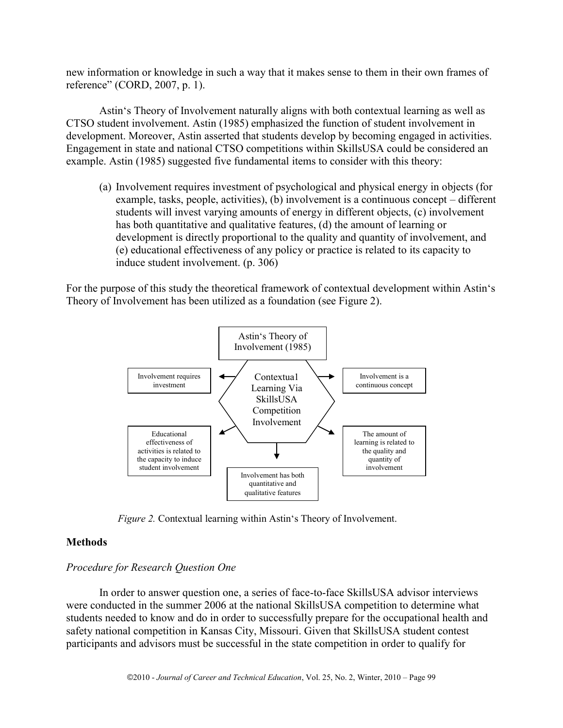new information or knowledge in such a way that it makes sense to them in their own frames of reference" (CORD, 2007, p. 1).

Astin's Theory of Involvement naturally aligns with both contextual learning as well as CTSO student involvement. Astin (1985) emphasized the function of student involvement in development. Moreover, Astin asserted that students develop by becoming engaged in activities. Engagement in state and national CTSO competitions within SkillsUSA could be considered an example. Astin (1985) suggested five fundamental items to consider with this theory:

> (a) Involvement requires investment of psychological and physical energy in objects (for example, tasks, people, activities), (b) involvement is a continuous concept – different students will invest varying amounts of energy in different objects, (c) involvement has both quantitative and qualitative features, (d) the amount of learning or development is directly proportional to the quality and quantity of involvement, and (e) educational effectiveness of any policy or practice is related to its capacity to induce student involvement. (p. 306)

For the purpose of this study the theoretical framework of contextual development within Astin's Theory of Involvement has been utilized as a foundation (see Figure 2).

Astin's Theory of Involvement (1985)

Contextual Learning Via SkillsUSA Competition Involvement

- Involvement requires investment
- Involvement is a continuous concept
- Educational effectiveness of activities is related to the capacity to induce student involvement
- The amount of learning is related to the quality and quantity of involvement
- Involvement has both quantitative and qualitative features

*Figure 2.* Contextual learning within Astin's Theory of Involvement.

## Methods

### *Procedure for Research Question One*

In order to answer question one, a series of face-to-face SkillsUSA advisor interviews were conducted in the summer 2006 at the national SkillsUSA competition to determine what students needed to know and do in order to successfully prepare for the occupational health and safety national competition in Kansas City, Missouri. Given that SkillsUSA student contest participants and advisors must be successful in the state competition in order to qualify for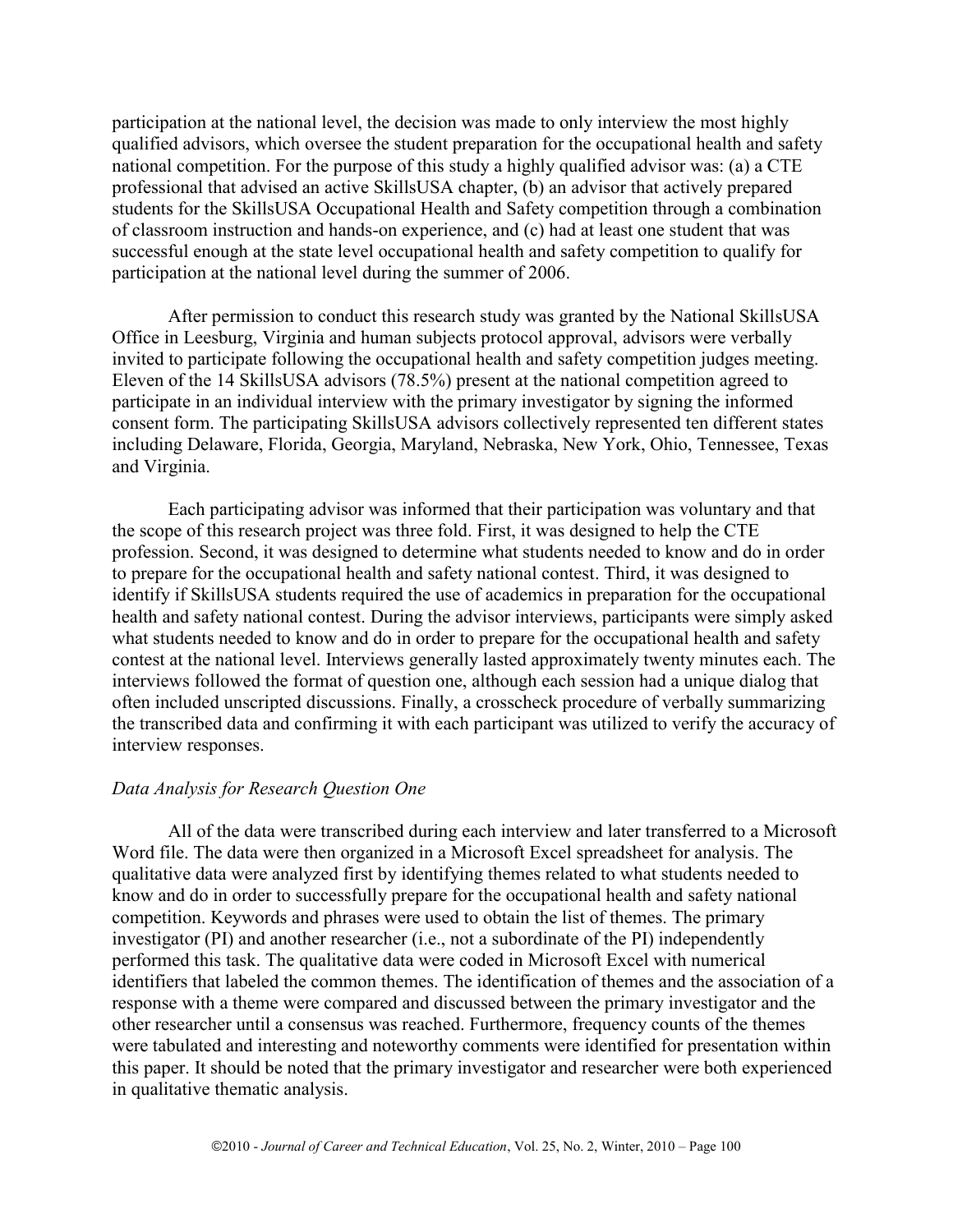participation at the national level, the decision was made to only interview the most highly qualified advisors, which oversee the student preparation for the occupational health and safety national competition. For the purpose of this study a highly qualified advisor was: (a) a CTE professional that advised an active SkillsUSA chapter, (b) an advisor that actively prepared students for the SkillsUSA Occupational Health and Safety competition through a combination of classroom instruction and hands-on experience, and (c) had at least one student that was successful enough at the state level occupational health and safety competition to qualify for participation at the national level during the summer of 2006.

After permission to conduct this research study was granted by the National SkillsUSA Office in Leesburg, Virginia and human subjects protocol approval, advisors were verbally invited to participate following the occupational health and safety competition judges meeting. Eleven of the 14 SkillsUSA advisors (78.5%) present at the national competition agreed to participate in an individual interview with the primary investigator by signing the informed consent form. The participating SkillsUSA advisors collectively represented ten different states including Delaware, Florida, Georgia, Maryland, Nebraska, New York, Ohio, Tennessee, Texas and Virginia.

Each participating advisor was informed that their participation was voluntary and that the scope of this research project was three fold. First, it was designed to help the CTE profession. Second, it was designed to determine what students needed to know and do in order to prepare for the occupational health and safety national contest. Third, it was designed to identify if SkillsUSA students required the use of academics in preparation for the occupational health and safety national contest. During the advisor interviews, participants were simply asked what students needed to know and do in order to prepare for the occupational health and safety contest at the national level. Interviews generally lasted approximately twenty minutes each. The interviews followed the format of question one, although each session had a unique dialog that often included unscripted discussions. Finally, a crosscheck procedure of verbally summarizing the transcribed data and confirming it with each participant was utilized to verify the accuracy of interview responses.

*Data Analysis for Research Question One*

All of the data were transcribed during each interview and later transferred to a Microsoft Word file. The data were then organized in a Microsoft Excel spreadsheet for analysis. The qualitative data were analyzed first by identifying themes related to what students needed to know and do in order to successfully prepare for the occupational health and safety national competition. Keywords and phrases were used to obtain the list of themes. The primary investigator (PI) and another researcher (i.e., not a subordinate of the PI) independently performed this task. The qualitative data were coded in Microsoft Excel with numerical identifiers that labeled the common themes. The identification of themes and the association of a response with a theme were compared and discussed between the primary investigator and the other researcher until a consensus was reached. Furthermore, frequency counts of the themes were tabulated and interesting and noteworthy comments were identified for presentation within this paper. It should be noted that the primary investigator and researcher were both experienced in qualitative thematic analysis.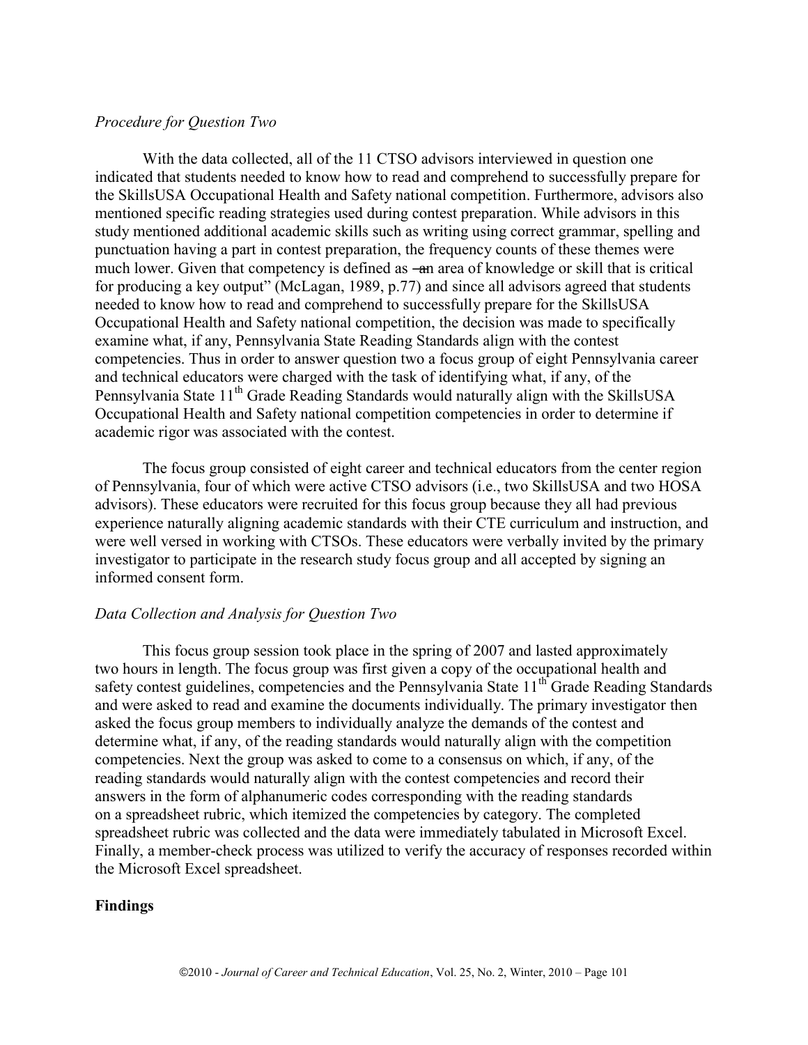*Procedure for Question Two*

With the data collected, all of the 11 CTSO advisors interviewed in question one indicated that students needed to know how to read and comprehend to successfully prepare for the SkillsUSA Occupational Health and Safety national competition. Furthermore, advisors also mentioned specific reading strategies used during contest preparation. While advisors in this study mentioned additional academic skills such as writing using correct grammar, spelling and punctuation having a part in contest preparation, the frequency counts of these themes were much lower. Given that competency is defined as ―an area of knowledge or skill that is critical for producing a key output" (McLagan, 1989, p.77) and since all advisors agreed that students needed to know how to read and comprehend to successfully prepare for the SkillsUSA Occupational Health and Safety national competition, the decision was made to specifically examine what, if any, Pennsylvania State Reading Standards align with the contest competencies. Thus in order to answer question two a focus group of eight Pennsylvania career and technical educators were charged with the task of identifying what, if any, of the Pennsylvania State 11th Grade Reading Standards would naturally align with the SkillsUSA Occupational Health and Safety national competition competencies in order to determine if academic rigor was associated with the contest.

The focus group consisted of eight career and technical educators from the center region of Pennsylvania, four of which were active CTSO advisors (i.e., two SkillsUSA and two HOSA advisors). These educators were recruited for this focus group because they all had previous experience naturally aligning academic standards with their CTE curriculum and instruction, and were well versed in working with CTSOs. These educators were verbally invited by the primary investigator to participate in the research study focus group and all accepted by signing an informed consent form.

*Data Collection and Analysis for Question Two*

This focus group session took place in the spring of 2007 and lasted approximately two hours in length. The focus group was first given a copy of the occupational health and safety contest guidelines, competencies and the Pennsylvania State 11th Grade Reading Standards and were asked to read and examine the documents individually. The primary investigator then asked the focus group members to individually analyze the demands of the contest and determine what, if any, of the reading standards would naturally align with the competition competencies. Next the group was asked to come to a consensus on which, if any, of the reading standards would naturally align with the contest competencies and record their answers in the form of alphanumeric codes corresponding with the reading standards on a spreadsheet rubric, which itemized the competencies by category. The completed spreadsheet rubric was collected and the data were immediately tabulated in Microsoft Excel. Finally, a member-check process was utilized to verify the accuracy of responses recorded within the Microsoft Excel spreadsheet.

**Findings**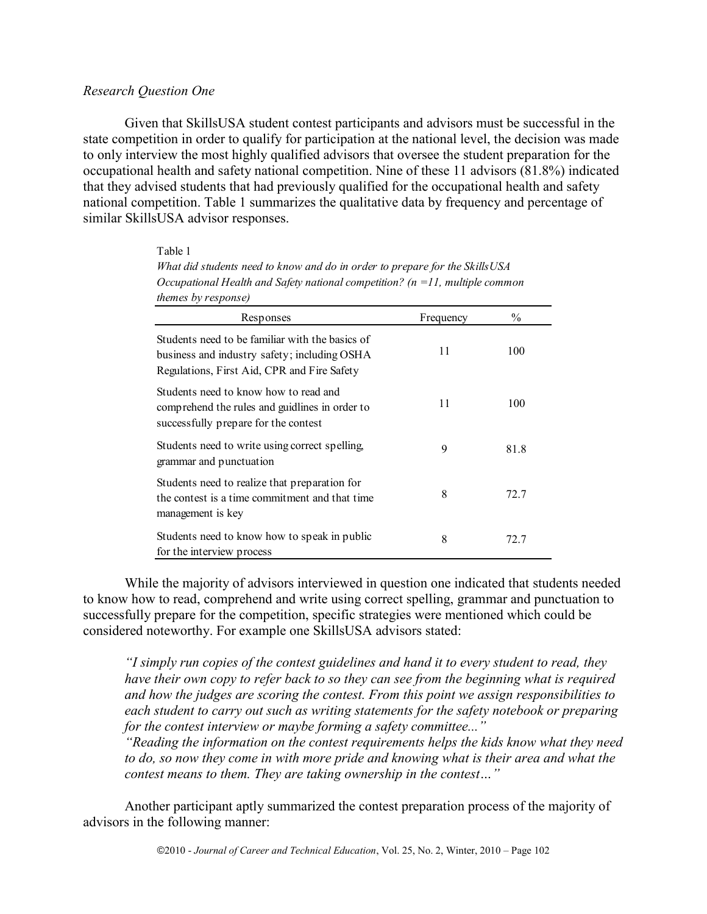*Research Question One*

Given that SkillsUSA student contest participants and advisors must be successful in the state competition in order to qualify for participation at the national level, the decision was made to only interview the most highly qualified advisors that oversee the student preparation for the occupational health and safety national competition. Nine of these 11 advisors (81.8%) indicated that they advised students that had previously qualified for the occupational health and safety national competition. Table 1 summarizes the qualitative data by frequency and percentage of similar SkillsUSA advisor responses.

Table 1

*What did students need to know and do in order to prepare for the SkillsUSA Occupational Health and Safety national competition? (n =11, multiple common themes by response)*

| Responses | Frequency | % |
|---|---|---|
| Students need to be familiar with the basics of business and industry safety; including OSHA Regulations, First Aid, CPR and Fire Safety | 11 | 100 |
| Students need to know how to read and comprehend the rules and guidlines in order to successfully prepare for the contest | 11 | 100 |
| Students need to write using correct spelling, grammar and punctuation | 9 | 81.8 |
| Students need to realize that preparation for the contest is a time commitment and that time management is key | 8 | 72.7 |
| Students need to know how to speak in public for the interview process | 8 | 72.7 |

While the majority of advisors interviewed in question one indicated that students needed to know how to read, comprehend and write using correct spelling, grammar and punctuation to successfully prepare for the competition, specific strategies were mentioned which could be considered noteworthy. For example one SkillsUSA advisors stated:

> *"I simply run copies of the contest guidelines and hand it to every student to read, they have their own copy to refer back to so they can see from the beginning what is required and how the judges are scoring the contest. From this point we assign responsibilities to each student to carry out such as writing statements for the safety notebook or preparing for the contest interview or maybe forming a safety committee..."*
>
> *"Reading the information on the contest requirements helps the kids know what they need to do, so now they come in with more pride and knowing what is their area and what the contest means to them. They are taking ownership in the contest…"*

Another participant aptly summarized the contest preparation process of the majority of advisors in the following manner: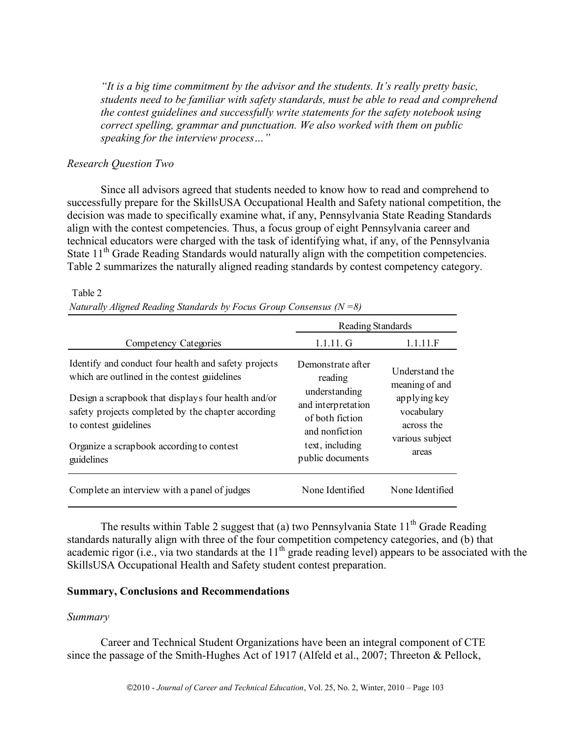*"It is a big time commitment by the advisor and the students. It's really pretty basic, students need to be familiar with safety standards, must be able to read and comprehend the contest guidelines and successfully write statements for the safety notebook using correct spelling, grammar and punctuation. We also worked with them on public speaking for the interview process…"*

*Research Question Two*

Since all advisors agreed that students needed to know how to read and comprehend to successfully prepare for the SkillsUSA Occupational Health and Safety national competition, the decision was made to specifically examine what, if any, Pennsylvania State Reading Standards align with the contest competencies. Thus, a focus group of eight Pennsylvania career and technical educators were charged with the task of identifying what, if any, of the Pennsylvania State 11th Grade Reading Standards would naturally align with the competition competencies. Table 2 summarizes the naturally aligned reading standards by contest competency category.

Table 2
*Naturally Aligned Reading Standards by Focus Group Consensus (N =8)*

| | Reading Standards | |
|---|---|---|
| Competency Categories | 1.1.11. G | 1.1.11.F |
| Identify and conduct four health and safety projects which are outlined in the contest guidelines<br><br>Design a scrapbook that displays four health and/or safety projects completed by the chapter according to contest guidelines<br><br>Organize a scrapbook according to contest guidelines | Demonstrate after reading understanding and interpretation of both fiction and nonfiction text, including public documents | Understand the meaning of and applying key vocabulary across the various subject areas |
| Complete an interview with a panel of judges | None Identified | None Identified |

The results within Table 2 suggest that (a) two Pennsylvania State 11th Grade Reading standards naturally align with three of the four competition competency categories, and (b) that academic rigor (i.e., via two standards at the 11th grade reading level) appears to be associated with the SkillsUSA Occupational Health and Safety student contest preparation.

**Summary, Conclusions and Recommendations**

*Summary*

Career and Technical Student Organizations have been an integral component of CTE since the passage of the Smith-Hughes Act of 1917 (Alfeld et al., 2007; Threeton & Pellock,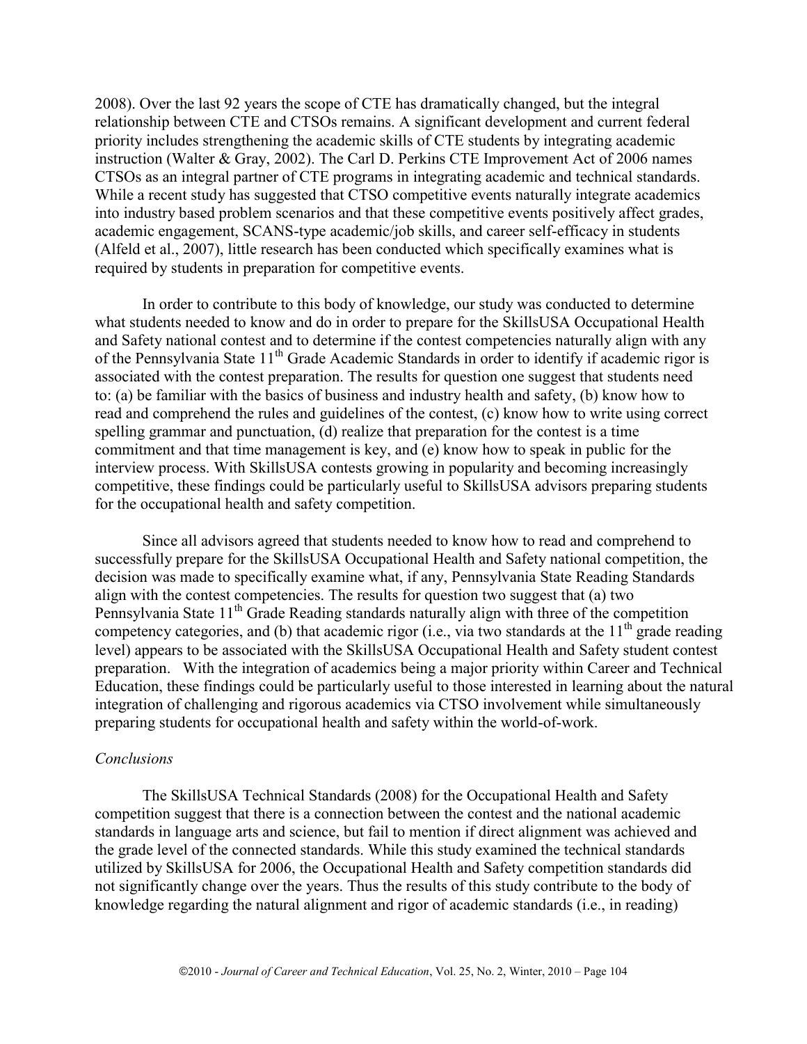2008). Over the last 92 years the scope of CTE has dramatically changed, but the integral relationship between CTE and CTSOs remains. A significant development and current federal priority includes strengthening the academic skills of CTE students by integrating academic instruction (Walter & Gray, 2002). The Carl D. Perkins CTE Improvement Act of 2006 names CTSOs as an integral partner of CTE programs in integrating academic and technical standards. While a recent study has suggested that CTSO competitive events naturally integrate academics into industry based problem scenarios and that these competitive events positively affect grades, academic engagement, SCANS-type academic/job skills, and career self-efficacy in students (Alfeld et al., 2007), little research has been conducted which specifically examines what is required by students in preparation for competitive events.

In order to contribute to this body of knowledge, our study was conducted to determine what students needed to know and do in order to prepare for the SkillsUSA Occupational Health and Safety national contest and to determine if the contest competencies naturally align with any of the Pennsylvania State 11th Grade Academic Standards in order to identify if academic rigor is associated with the contest preparation. The results for question one suggest that students need to: (a) be familiar with the basics of business and industry health and safety, (b) know how to read and comprehend the rules and guidelines of the contest, (c) know how to write using correct spelling grammar and punctuation, (d) realize that preparation for the contest is a time commitment and that time management is key, and (e) know how to speak in public for the interview process. With SkillsUSA contests growing in popularity and becoming increasingly competitive, these findings could be particularly useful to SkillsUSA advisors preparing students for the occupational health and safety competition.

Since all advisors agreed that students needed to know how to read and comprehend to successfully prepare for the SkillsUSA Occupational Health and Safety national competition, the decision was made to specifically examine what, if any, Pennsylvania State Reading Standards align with the contest competencies. The results for question two suggest that (a) two Pennsylvania State 11th Grade Reading standards naturally align with three of the competition competency categories, and (b) that academic rigor (i.e., via two standards at the 11th grade reading level) appears to be associated with the SkillsUSA Occupational Health and Safety student contest preparation. With the integration of academics being a major priority within Career and Technical Education, these findings could be particularly useful to those interested in learning about the natural integration of challenging and rigorous academics via CTSO involvement while simultaneously preparing students for occupational health and safety within the world-of-work.

### *Conclusions*

The SkillsUSA Technical Standards (2008) for the Occupational Health and Safety competition suggest that there is a connection between the contest and the national academic standards in language arts and science, but fail to mention if direct alignment was achieved and the grade level of the connected standards. While this study examined the technical standards utilized by SkillsUSA for 2006, the Occupational Health and Safety competition standards did not significantly change over the years. Thus the results of this study contribute to the body of knowledge regarding the natural alignment and rigor of academic standards (i.e., in reading)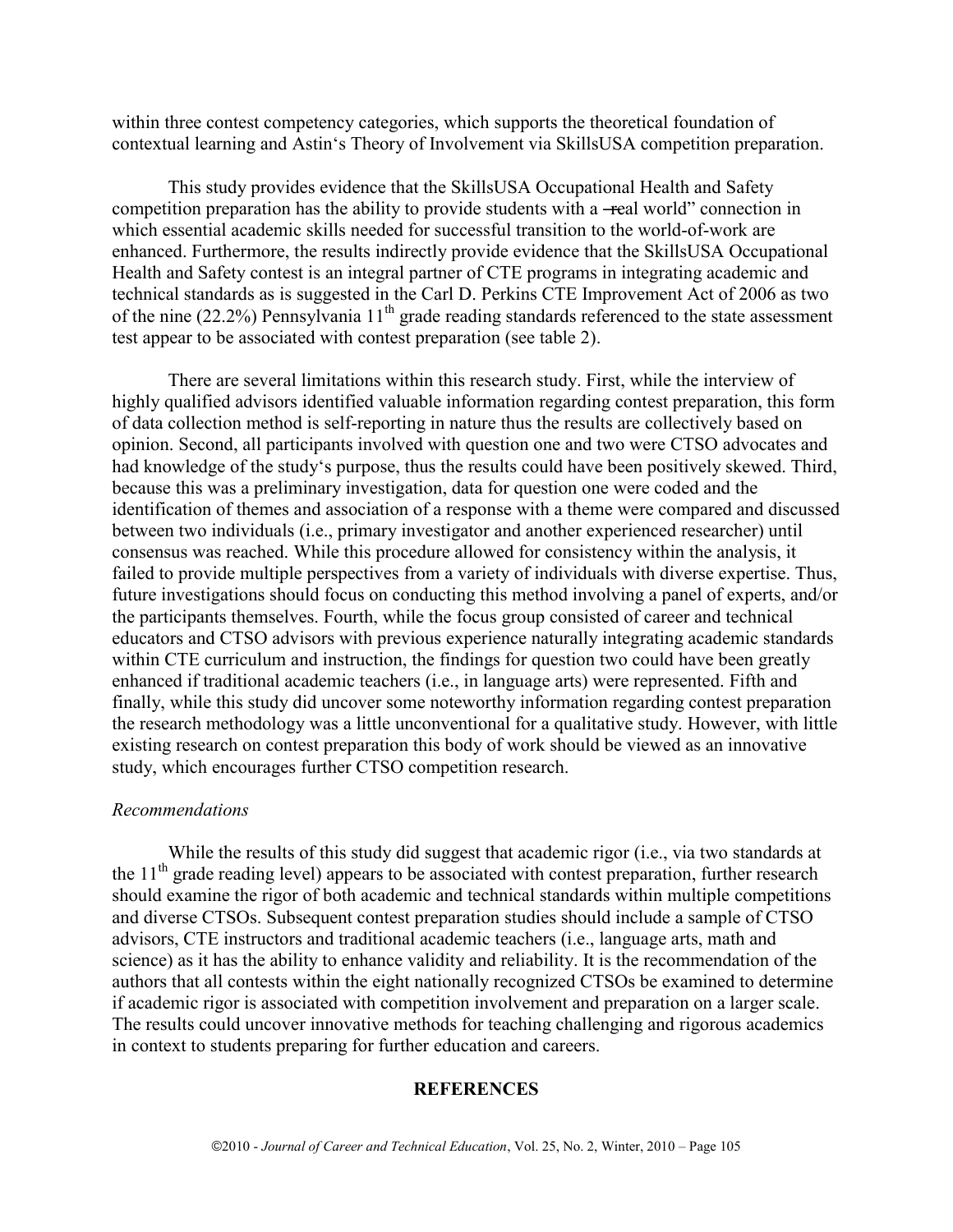within three contest competency categories, which supports the theoretical foundation of contextual learning and Astin's Theory of Involvement via SkillsUSA competition preparation.

This study provides evidence that the SkillsUSA Occupational Health and Safety competition preparation has the ability to provide students with a "real world" connection in which essential academic skills needed for successful transition to the world-of-work are enhanced. Furthermore, the results indirectly provide evidence that the SkillsUSA Occupational Health and Safety contest is an integral partner of CTE programs in integrating academic and technical standards as is suggested in the Carl D. Perkins CTE Improvement Act of 2006 as two of the nine (22.2%) Pennsylvania 11th grade reading standards referenced to the state assessment test appear to be associated with contest preparation (see table 2).

There are several limitations within this research study. First, while the interview of highly qualified advisors identified valuable information regarding contest preparation, this form of data collection method is self-reporting in nature thus the results are collectively based on opinion. Second, all participants involved with question one and two were CTSO advocates and had knowledge of the study's purpose, thus the results could have been positively skewed. Third, because this was a preliminary investigation, data for question one were coded and the identification of themes and association of a response with a theme were compared and discussed between two individuals (i.e., primary investigator and another experienced researcher) until consensus was reached. While this procedure allowed for consistency within the analysis, it failed to provide multiple perspectives from a variety of individuals with diverse expertise. Thus, future investigations should focus on conducting this method involving a panel of experts, and/or the participants themselves. Fourth, while the focus group consisted of career and technical educators and CTSO advisors with previous experience naturally integrating academic standards within CTE curriculum and instruction, the findings for question two could have been greatly enhanced if traditional academic teachers (i.e., in language arts) were represented. Fifth and finally, while this study did uncover some noteworthy information regarding contest preparation the research methodology was a little unconventional for a qualitative study. However, with little existing research on contest preparation this body of work should be viewed as an innovative study, which encourages further CTSO competition research.

*Recommendations*

While the results of this study did suggest that academic rigor (i.e., via two standards at the 11th grade reading level) appears to be associated with contest preparation, further research should examine the rigor of both academic and technical standards within multiple competitions and diverse CTSOs. Subsequent contest preparation studies should include a sample of CTSO advisors, CTE instructors and traditional academic teachers (i.e., language arts, math and science) as it has the ability to enhance validity and reliability. It is the recommendation of the authors that all contests within the eight nationally recognized CTSOs be examined to determine if academic rigor is associated with competition involvement and preparation on a larger scale. The results could uncover innovative methods for teaching challenging and rigorous academics in context to students preparing for further education and careers.

## REFERENCES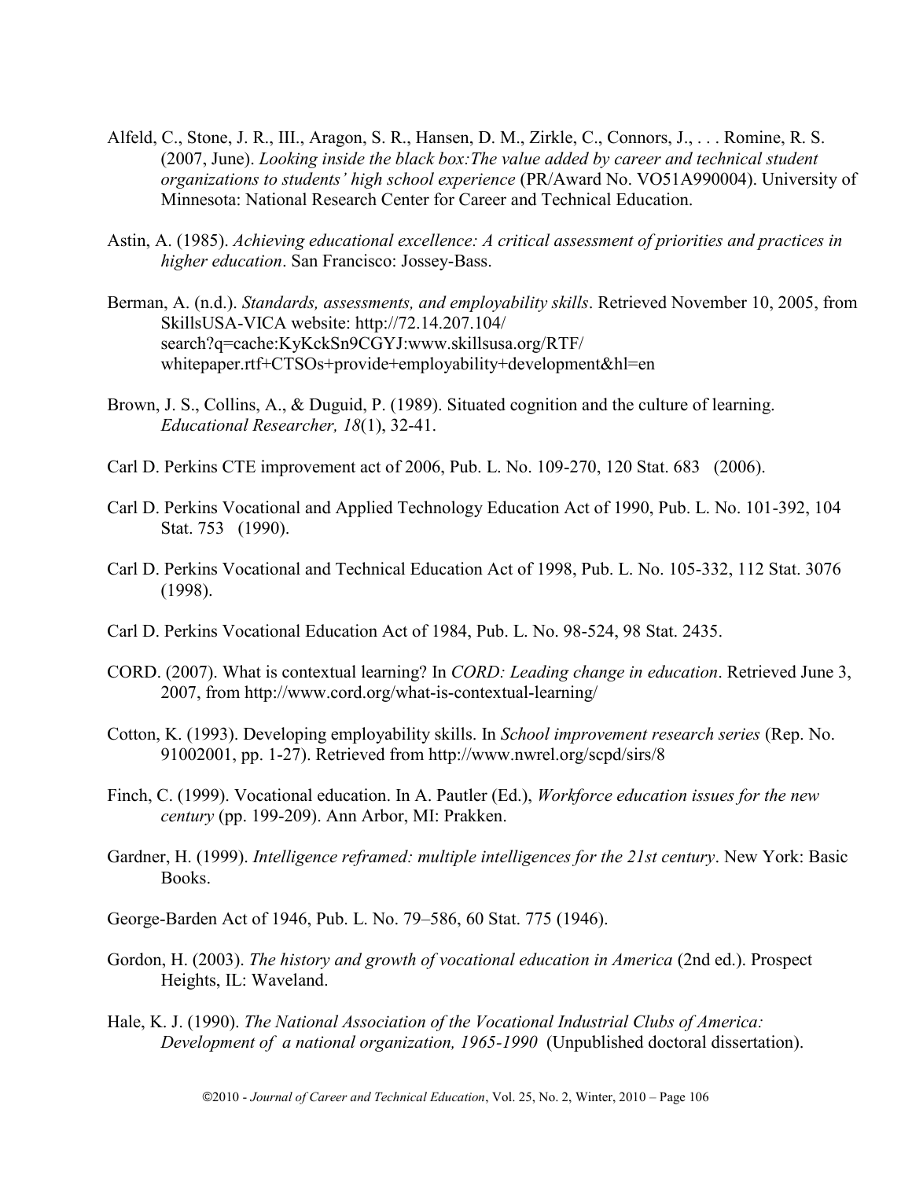Alfeld, C., Stone, J. R., III., Aragon, S. R., Hansen, D. M., Zirkle, C., Connors, J., . . . Romine, R. S. (2007, June). *Looking inside the black box:The value added by career and technical student organizations to students' high school experience* (PR/Award No. VO51A990004). University of Minnesota: National Research Center for Career and Technical Education.

Astin, A. (1985). *Achieving educational excellence: A critical assessment of priorities and practices in higher education*. San Francisco: Jossey-Bass.

Berman, A. (n.d.). *Standards, assessments, and employability skills*. Retrieved November 10, 2005, from SkillsUSA-VICA website: http://72.14.207.104/search?q=cache:KyKckSn9CGYJ:www.skillsusa.org/RTF/whitepaper.rtf+CTSOs+provide+employability+development&hl=en

Brown, J. S., Collins, A., & Duguid, P. (1989). Situated cognition and the culture of learning. *Educational Researcher, 18*(1), 32-41.

Carl D. Perkins CTE improvement act of 2006, Pub. L. No. 109-270, 120 Stat. 683 (2006).

Carl D. Perkins Vocational and Applied Technology Education Act of 1990, Pub. L. No. 101-392, 104 Stat. 753 (1990).

Carl D. Perkins Vocational and Technical Education Act of 1998, Pub. L. No. 105-332, 112 Stat. 3076 (1998).

Carl D. Perkins Vocational Education Act of 1984, Pub. L. No. 98-524, 98 Stat. 2435.

CORD. (2007). What is contextual learning? In *CORD: Leading change in education*. Retrieved June 3, 2007, from http://www.cord.org/what-is-contextual-learning/

Cotton, K. (1993). Developing employability skills. In *School improvement research series* (Rep. No. 91002001, pp. 1-27). Retrieved from http://www.nwrel.org/scpd/sirs/8

Finch, C. (1999). Vocational education. In A. Pautler (Ed.), *Workforce education issues for the new century* (pp. 199-209). Ann Arbor, MI: Prakken.

Gardner, H. (1999). *Intelligence reframed: multiple intelligences for the 21st century*. New York: Basic Books.

George-Barden Act of 1946, Pub. L. No. 79–586, 60 Stat. 775 (1946).

Gordon, H. (2003). *The history and growth of vocational education in America* (2nd ed.). Prospect Heights, IL: Waveland.

Hale, K. J. (1990). *The National Association of the Vocational Industrial Clubs of America: Development of a national organization, 1965-1990* (Unpublished doctoral dissertation).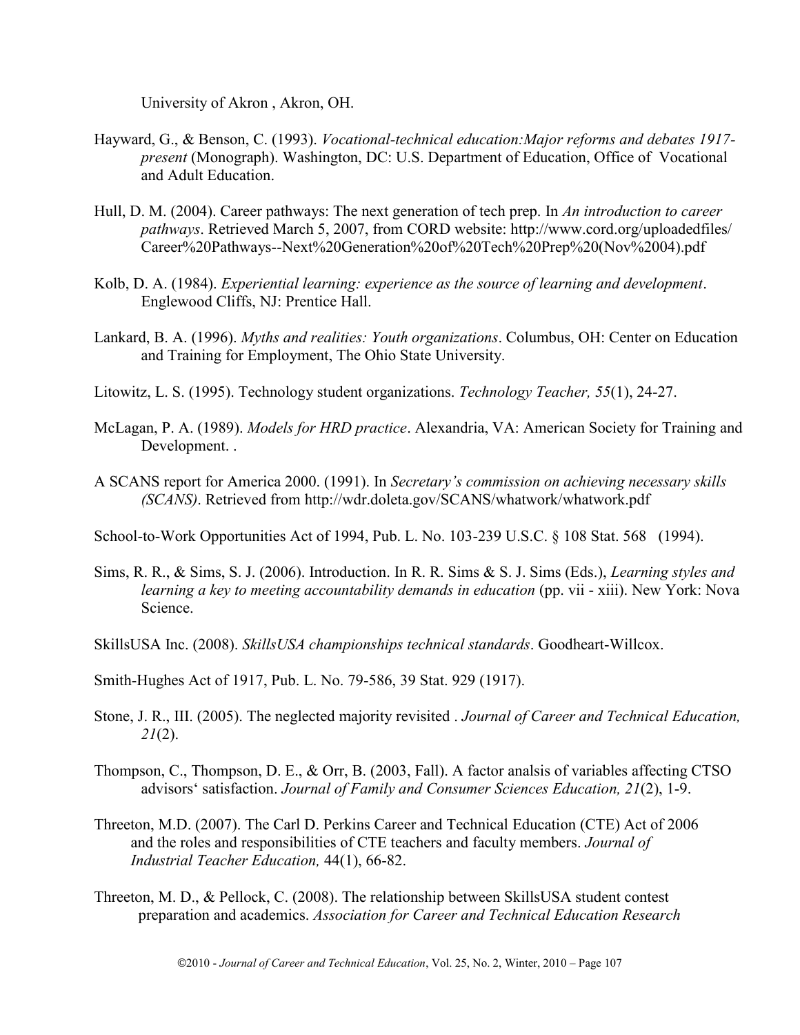University of Akron , Akron, OH.

Hayward, G., & Benson, C. (1993). *Vocational-technical education:Major reforms and debates 1917-present* (Monograph). Washington, DC: U.S. Department of Education, Office of Vocational and Adult Education.

Hull, D. M. (2004). Career pathways: The next generation of tech prep. In *An introduction to career pathways*. Retrieved March 5, 2007, from CORD website: http://www.cord.org/uploadedfiles/Career%20Pathways--Next%20Generation%20of%20Tech%20Prep%20(Nov%2004).pdf

Kolb, D. A. (1984). *Experiential learning: experience as the source of learning and development*. Englewood Cliffs, NJ: Prentice Hall.

Lankard, B. A. (1996). *Myths and realities: Youth organizations*. Columbus, OH: Center on Education and Training for Employment, The Ohio State University.

Litowitz, L. S. (1995). Technology student organizations. *Technology Teacher, 55*(1), 24-27.

McLagan, P. A. (1989). *Models for HRD practice*. Alexandria, VA: American Society for Training and Development. .

A SCANS report for America 2000. (1991). In *Secretary's commission on achieving necessary skills (SCANS)*. Retrieved from http://wdr.doleta.gov/SCANS/whatwork/whatwork.pdf

School-to-Work Opportunities Act of 1994, Pub. L. No. 103-239 U.S.C. § 108 Stat. 568 (1994).

Sims, R. R., & Sims, S. J. (2006). Introduction. In R. R. Sims & S. J. Sims (Eds.), *Learning styles and learning a key to meeting accountability demands in education* (pp. vii - xiii). New York: Nova Science.

SkillsUSA Inc. (2008). *SkillsUSA championships technical standards*. Goodheart-Willcox.

Smith-Hughes Act of 1917, Pub. L. No. 79-586, 39 Stat. 929 (1917).

Stone, J. R., III. (2005). The neglected majority revisited . *Journal of Career and Technical Education, 21*(2).

Thompson, C., Thompson, D. E., & Orr, B. (2003, Fall). A factor analsis of variables affecting CTSO advisors' satisfaction. *Journal of Family and Consumer Sciences Education, 21*(2), 1-9.

Threeton, M.D. (2007). The Carl D. Perkins Career and Technical Education (CTE) Act of 2006 and the roles and responsibilities of CTE teachers and faculty members. *Journal of Industrial Teacher Education,* 44(1), 66-82.

Threeton, M. D., & Pellock, C. (2008). The relationship between SkillsUSA student contest preparation and academics. *Association for Career and Technical Education Research*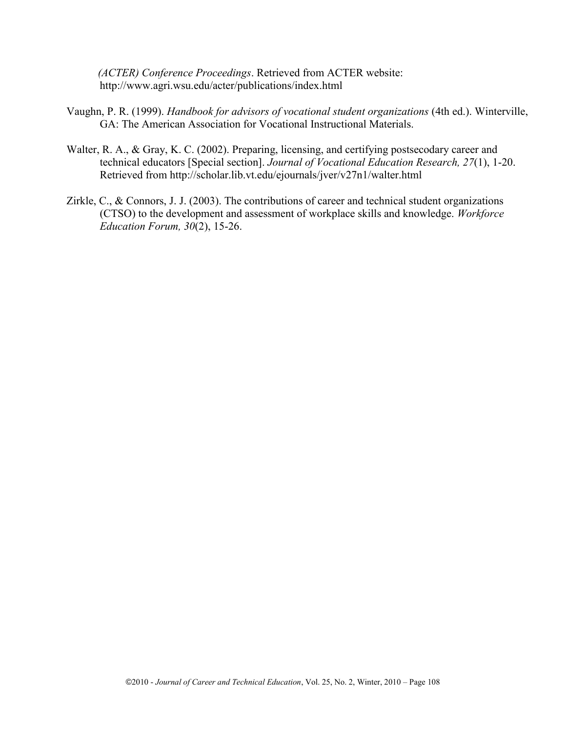*(ACTER) Conference Proceedings*. Retrieved from ACTER website: http://www.agri.wsu.edu/acter/publications/index.html

Vaughn, P. R. (1999). *Handbook for advisors of vocational student organizations* (4th ed.). Winterville, GA: The American Association for Vocational Instructional Materials.

Walter, R. A., & Gray, K. C. (2002). Preparing, licensing, and certifying postsecodary career and technical educators [Special section]. *Journal of Vocational Education Research, 27*(1), 1-20. Retrieved from http://scholar.lib.vt.edu/ejournals/jver/v27n1/walter.html

Zirkle, C., & Connors, J. J. (2003). The contributions of career and technical student organizations (CTSO) to the development and assessment of workplace skills and knowledge. *Workforce Education Forum, 30*(2), 15-26.